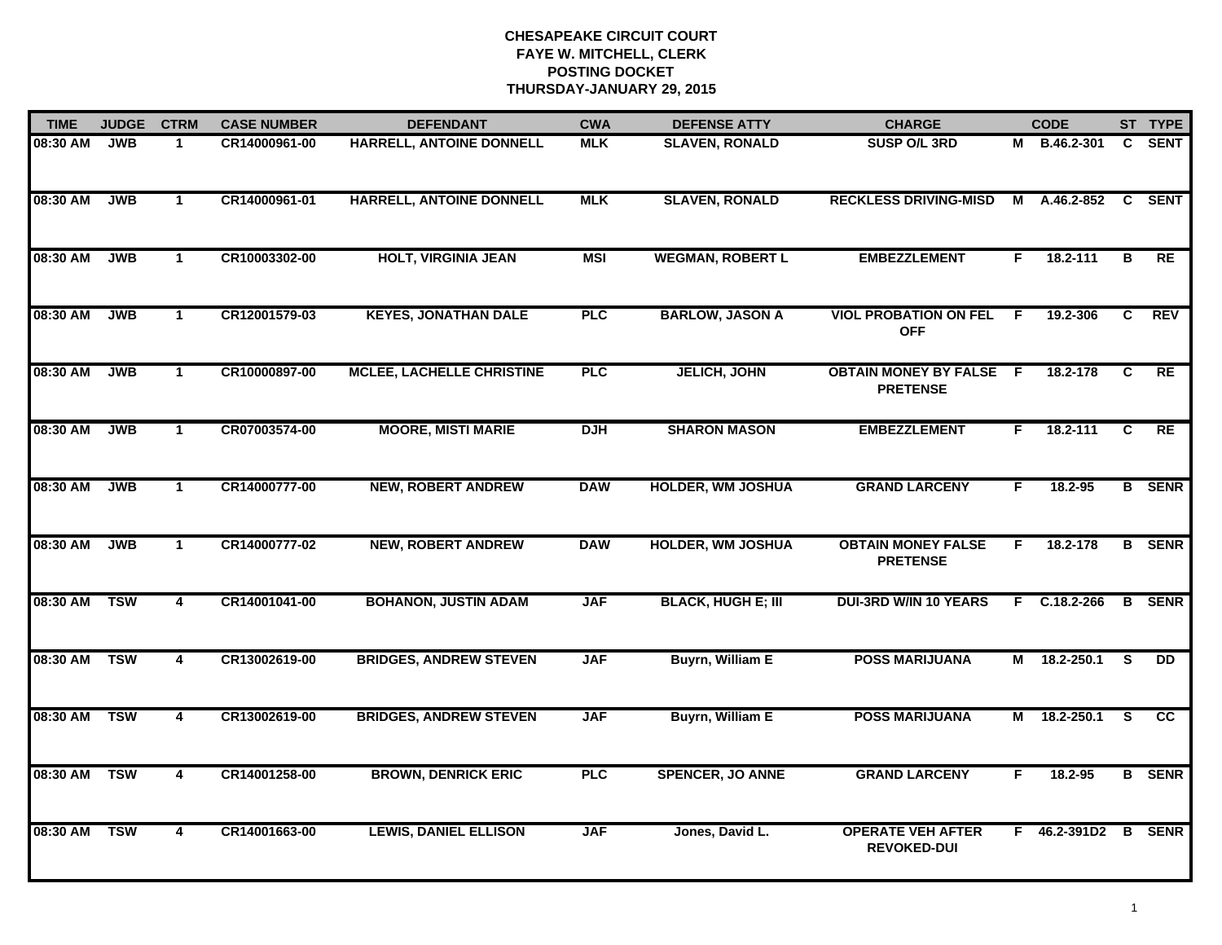**CHESAPEAKE CIRCUIT COURT**
**FAYE W. MITCHELL, CLERK**
**POSTING DOCKET**
**THURSDAY-JANUARY 29, 2015**

| TIME | JUDGE | CTRM | CASE NUMBER | DEFENDANT | CWA | DEFENSE ATTY | CHARGE | | CODE | ST | TYPE |
|---|---|---|---|---|---|---|---|---|---|---|---|
| 08:30 AM | JWB | 1 | CR14000961-00 | HARRELL, ANTOINE DONNELL | MLK | SLAVEN, RONALD | SUSP O/L 3RD | M | B.46.2-301 | C | SENT |
| 08:30 AM | JWB | 1 | CR14000961-01 | HARRELL, ANTOINE DONNELL | MLK | SLAVEN, RONALD | RECKLESS DRIVING-MISD | M | A.46.2-852 | C | SENT |
| 08:30 AM | JWB | 1 | CR10003302-00 | HOLT, VIRGINIA JEAN | MSI | WEGMAN, ROBERT L | EMBEZZLEMENT | F | 18.2-111 | B | RE |
| 08:30 AM | JWB | 1 | CR12001579-03 | KEYES, JONATHAN DALE | PLC | BARLOW, JASON A | VIOL PROBATION ON FEL OFF | F | 19.2-306 | C | REV |
| 08:30 AM | JWB | 1 | CR10000897-00 | MCLEE, LACHELLE CHRISTINE | PLC | JELICH, JOHN | OBTAIN MONEY BY FALSE PRETENSE | F | 18.2-178 | C | RE |
| 08:30 AM | JWB | 1 | CR07003574-00 | MOORE, MISTI MARIE | DJH | SHARON MASON | EMBEZZLEMENT | F | 18.2-111 | C | RE |
| 08:30 AM | JWB | 1 | CR14000777-00 | NEW, ROBERT ANDREW | DAW | HOLDER, WM JOSHUA | GRAND LARCENY | F | 18.2-95 | B | SENR |
| 08:30 AM | JWB | 1 | CR14000777-02 | NEW, ROBERT ANDREW | DAW | HOLDER, WM JOSHUA | OBTAIN MONEY FALSE PRETENSE | F | 18.2-178 | B | SENR |
| 08:30 AM | TSW | 4 | CR14001041-00 | BOHANON, JUSTIN ADAM | JAF | BLACK, HUGH E; III | DUI-3RD W/IN 10 YEARS | F | C.18.2-266 | B | SENR |
| 08:30 AM | TSW | 4 | CR13002619-00 | BRIDGES, ANDREW STEVEN | JAF | Buyrn, William E | POSS MARIJUANA | M | 18.2-250.1 | S | DD |
| 08:30 AM | TSW | 4 | CR13002619-00 | BRIDGES, ANDREW STEVEN | JAF | Buyrn, William E | POSS MARIJUANA | M | 18.2-250.1 | S | CC |
| 08:30 AM | TSW | 4 | CR14001258-00 | BROWN, DENRICK ERIC | PLC | SPENCER, JO ANNE | GRAND LARCENY | F | 18.2-95 | B | SENR |
| 08:30 AM | TSW | 4 | CR14001663-00 | LEWIS, DANIEL ELLISON | JAF | Jones, David L. | OPERATE VEH AFTER REVOKED-DUI | F | 46.2-391D2 | B | SENR |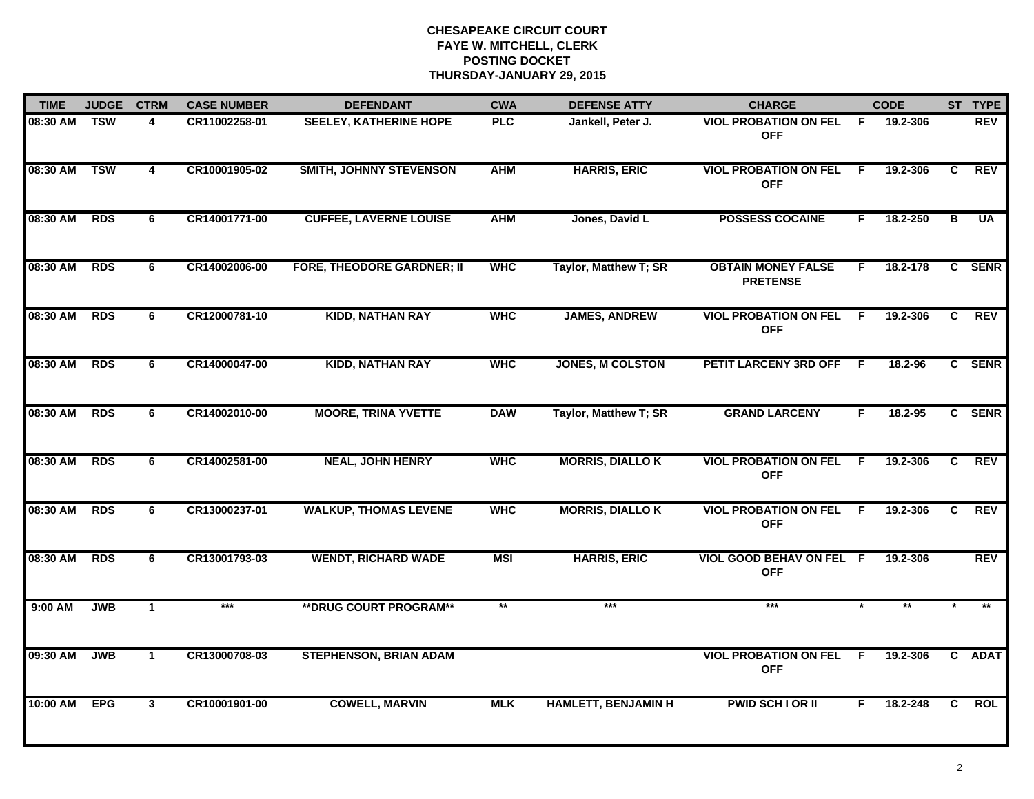**CHESAPEAKE CIRCUIT COURT**
**FAYE W. MITCHELL, CLERK**
**POSTING DOCKET**
**THURSDAY-JANUARY 29, 2015**

| TIME | JUDGE | CTRM | CASE NUMBER | DEFENDANT | CWA | DEFENSE ATTY | CHARGE | | CODE | ST | TYPE |
|---|---|---|---|---|---|---|---|---|---|---|---|
| 08:30 AM | TSW | 4 | CR11002258-01 | SEELEY, KATHERINE HOPE | PLC | Jankell, Peter J. | VIOL PROBATION ON FEL OFF | F | 19.2-306 | | REV |
| 08:30 AM | TSW | 4 | CR10001905-02 | SMITH, JOHNNY STEVENSON | AHM | HARRIS, ERIC | VIOL PROBATION ON FEL OFF | F | 19.2-306 | C | REV |
| 08:30 AM | RDS | 6 | CR14001771-00 | CUFFEE, LAVERNE LOUISE | AHM | Jones, David L | POSSESS COCAINE | F | 18.2-250 | B | UA |
| 08:30 AM | RDS | 6 | CR14002006-00 | FORE, THEODORE GARDNER; II | WHC | Taylor, Matthew T; SR | OBTAIN MONEY FALSE PRETENSE | F | 18.2-178 | C | SENR |
| 08:30 AM | RDS | 6 | CR12000781-10 | KIDD, NATHAN RAY | WHC | JAMES, ANDREW | VIOL PROBATION ON FEL OFF | F | 19.2-306 | C | REV |
| 08:30 AM | RDS | 6 | CR14000047-00 | KIDD, NATHAN RAY | WHC | JONES, M COLSTON | PETIT LARCENY 3RD OFF | F | 18.2-96 | C | SENR |
| 08:30 AM | RDS | 6 | CR14002010-00 | MOORE, TRINA YVETTE | DAW | Taylor, Matthew T; SR | GRAND LARCENY | F | 18.2-95 | C | SENR |
| 08:30 AM | RDS | 6 | CR14002581-00 | NEAL, JOHN HENRY | WHC | MORRIS, DIALLO K | VIOL PROBATION ON FEL OFF | F | 19.2-306 | C | REV |
| 08:30 AM | RDS | 6 | CR13000237-01 | WALKUP, THOMAS LEVENE | WHC | MORRIS, DIALLO K | VIOL PROBATION ON FEL OFF | F | 19.2-306 | C | REV |
| 08:30 AM | RDS | 6 | CR13001793-03 | WENDT, RICHARD WADE | MSI | HARRIS, ERIC | VIOL GOOD BEHAV ON FEL OFF | F | 19.2-306 | | REV |
| 9:00 AM | JWB | 1 | *** | **DRUG COURT PROGRAM** | ** | *** | *** | * | ** | * | ** |
| 09:30 AM | JWB | 1 | CR13000708-03 | STEPHENSON, BRIAN ADAM | | | VIOL PROBATION ON FEL OFF | F | 19.2-306 | C | ADAT |
| 10:00 AM | EPG | 3 | CR10001901-00 | COWELL, MARVIN | MLK | HAMLETT, BENJAMIN H | PWID SCH I OR II | F | 18.2-248 | C | ROL |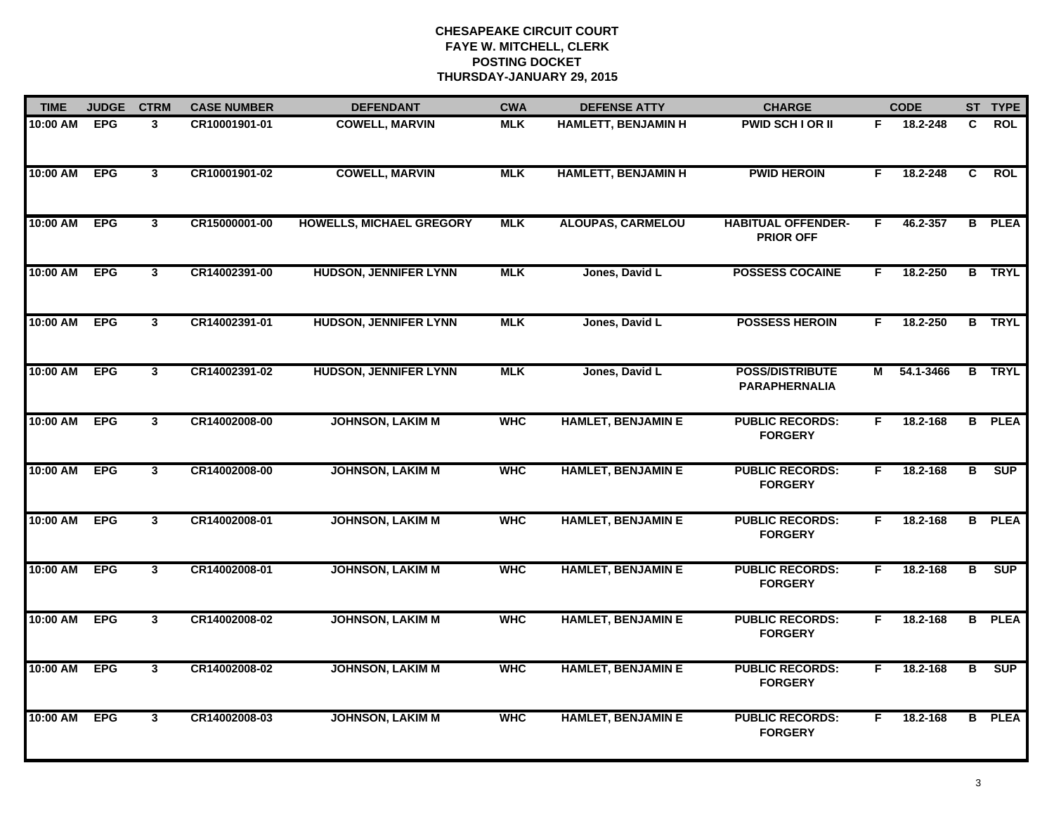# CHESAPEAKE CIRCUIT COURT
## FAYE W. MITCHELL, CLERK
## POSTING DOCKET
## THURSDAY-JANUARY 29, 2015

| TIME | JUDGE | CTRM | CASE NUMBER | DEFENDANT | CWA | DEFENSE ATTY | CHARGE | | CODE | ST | TYPE |
|---|---|---|---|---|---|---|---|---|---|---|---|
| 10:00 AM | EPG | 3 | CR10001901-01 | COWELL, MARVIN | MLK | HAMLETT, BENJAMIN H | PWID SCH I OR II | F | 18.2-248 | C | ROL |
| 10:00 AM | EPG | 3 | CR10001901-02 | COWELL, MARVIN | MLK | HAMLETT, BENJAMIN H | PWID HEROIN | F | 18.2-248 | C | ROL |
| 10:00 AM | EPG | 3 | CR15000001-00 | HOWELLS, MICHAEL GREGORY | MLK | ALOUPAS, CARMELOU | HABITUAL OFFENDER-PRIOR OFF | F | 46.2-357 | B | PLEA |
| 10:00 AM | EPG | 3 | CR14002391-00 | HUDSON, JENNIFER LYNN | MLK | Jones, David L | POSSESS COCAINE | F | 18.2-250 | B | TRYL |
| 10:00 AM | EPG | 3 | CR14002391-01 | HUDSON, JENNIFER LYNN | MLK | Jones, David L | POSSESS HEROIN | F | 18.2-250 | B | TRYL |
| 10:00 AM | EPG | 3 | CR14002391-02 | HUDSON, JENNIFER LYNN | MLK | Jones, David L | POSS/DISTRIBUTE PARAPHERNALIA | M | 54.1-3466 | B | TRYL |
| 10:00 AM | EPG | 3 | CR14002008-00 | JOHNSON, LAKIM M | WHC | HAMLET, BENJAMIN E | PUBLIC RECORDS: FORGERY | F | 18.2-168 | B | PLEA |
| 10:00 AM | EPG | 3 | CR14002008-00 | JOHNSON, LAKIM M | WHC | HAMLET, BENJAMIN E | PUBLIC RECORDS: FORGERY | F | 18.2-168 | B | SUP |
| 10:00 AM | EPG | 3 | CR14002008-01 | JOHNSON, LAKIM M | WHC | HAMLET, BENJAMIN E | PUBLIC RECORDS: FORGERY | F | 18.2-168 | B | PLEA |
| 10:00 AM | EPG | 3 | CR14002008-01 | JOHNSON, LAKIM M | WHC | HAMLET, BENJAMIN E | PUBLIC RECORDS: FORGERY | F | 18.2-168 | B | SUP |
| 10:00 AM | EPG | 3 | CR14002008-02 | JOHNSON, LAKIM M | WHC | HAMLET, BENJAMIN E | PUBLIC RECORDS: FORGERY | F | 18.2-168 | B | PLEA |
| 10:00 AM | EPG | 3 | CR14002008-02 | JOHNSON, LAKIM M | WHC | HAMLET, BENJAMIN E | PUBLIC RECORDS: FORGERY | F | 18.2-168 | B | SUP |
| 10:00 AM | EPG | 3 | CR14002008-03 | JOHNSON, LAKIM M | WHC | HAMLET, BENJAMIN E | PUBLIC RECORDS: FORGERY | F | 18.2-168 | B | PLEA |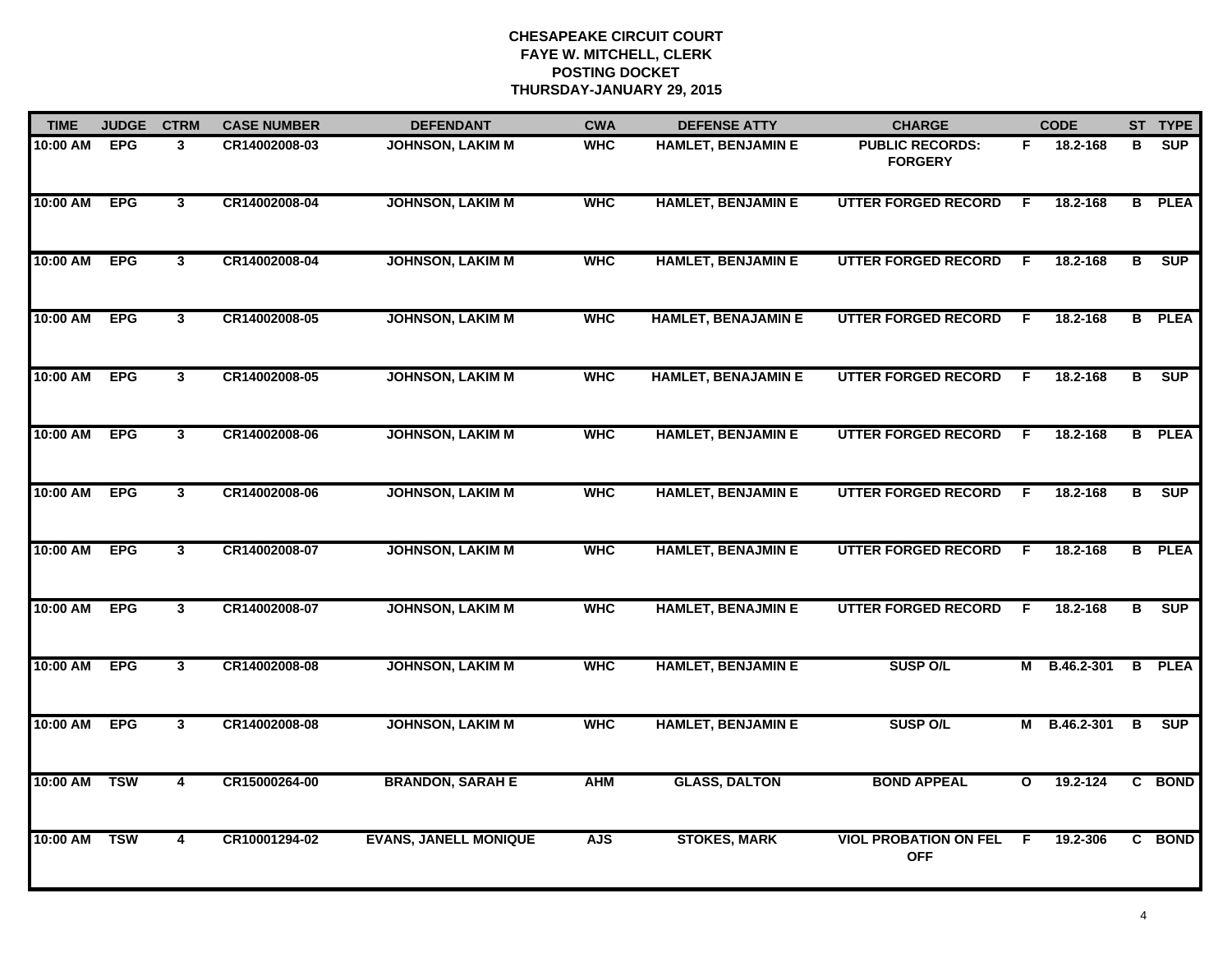**CHESAPEAKE CIRCUIT COURT**
**FAYE W. MITCHELL, CLERK**
**POSTING DOCKET**
**THURSDAY-JANUARY 29, 2015**

| TIME | JUDGE | CTRM | CASE NUMBER | DEFENDANT | CWA | DEFENSE ATTY | CHARGE | | CODE | ST | TYPE |
|---|---|---|---|---|---|---|---|---|---|---|---|
| 10:00 AM | EPG | 3 | CR14002008-03 | JOHNSON, LAKIM M | WHC | HAMLET, BENJAMIN E | PUBLIC RECORDS: FORGERY | F | 18.2-168 | B | SUP |
| 10:00 AM | EPG | 3 | CR14002008-04 | JOHNSON, LAKIM M | WHC | HAMLET, BENJAMIN E | UTTER FORGED RECORD | F | 18.2-168 | B | PLEA |
| 10:00 AM | EPG | 3 | CR14002008-04 | JOHNSON, LAKIM M | WHC | HAMLET, BENJAMIN E | UTTER FORGED RECORD | F | 18.2-168 | B | SUP |
| 10:00 AM | EPG | 3 | CR14002008-05 | JOHNSON, LAKIM M | WHC | HAMLET, BENAJAMIN E | UTTER FORGED RECORD | F | 18.2-168 | B | PLEA |
| 10:00 AM | EPG | 3 | CR14002008-05 | JOHNSON, LAKIM M | WHC | HAMLET, BENAJAMIN E | UTTER FORGED RECORD | F | 18.2-168 | B | SUP |
| 10:00 AM | EPG | 3 | CR14002008-06 | JOHNSON, LAKIM M | WHC | HAMLET, BENJAMIN E | UTTER FORGED RECORD | F | 18.2-168 | B | PLEA |
| 10:00 AM | EPG | 3 | CR14002008-06 | JOHNSON, LAKIM M | WHC | HAMLET, BENJAMIN E | UTTER FORGED RECORD | F | 18.2-168 | B | SUP |
| 10:00 AM | EPG | 3 | CR14002008-07 | JOHNSON, LAKIM M | WHC | HAMLET, BENAJMIN E | UTTER FORGED RECORD | F | 18.2-168 | B | PLEA |
| 10:00 AM | EPG | 3 | CR14002008-07 | JOHNSON, LAKIM M | WHC | HAMLET, BENAJMIN E | UTTER FORGED RECORD | F | 18.2-168 | B | SUP |
| 10:00 AM | EPG | 3 | CR14002008-08 | JOHNSON, LAKIM M | WHC | HAMLET, BENJAMIN E | SUSP O/L | M | B.46.2-301 | B | PLEA |
| 10:00 AM | EPG | 3 | CR14002008-08 | JOHNSON, LAKIM M | WHC | HAMLET, BENJAMIN E | SUSP O/L | M | B.46.2-301 | B | SUP |
| 10:00 AM | TSW | 4 | CR15000264-00 | BRANDON, SARAH E | AHM | GLASS, DALTON | BOND APPEAL | O | 19.2-124 | C | BOND |
| 10:00 AM | TSW | 4 | CR10001294-02 | EVANS, JANELL MONIQUE | AJS | STOKES, MARK | VIOL PROBATION ON FEL OFF | F | 19.2-306 | C | BOND |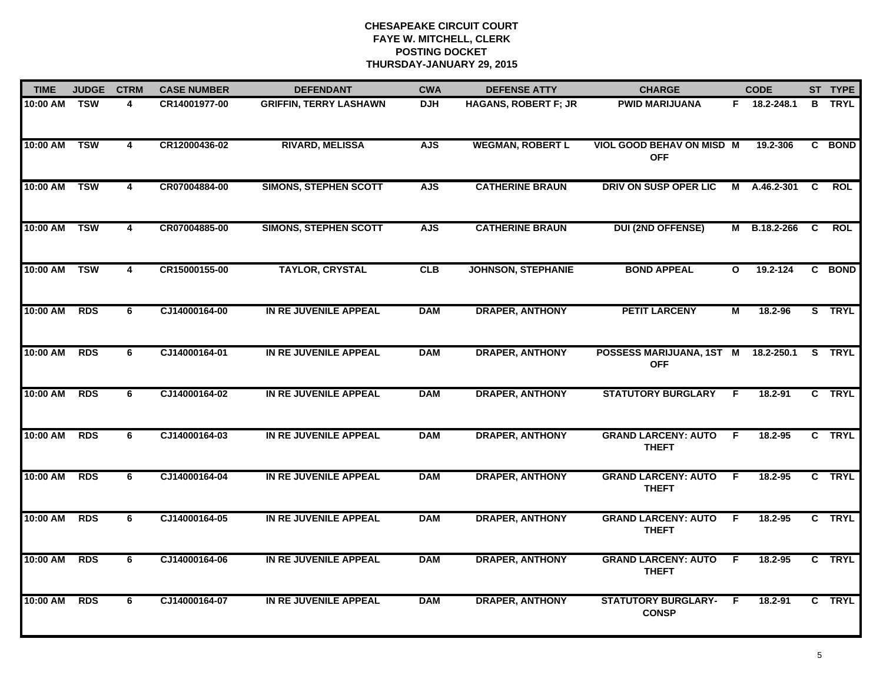# CHESAPEAKE CIRCUIT COURT
## FAYE W. MITCHELL, CLERK
## POSTING DOCKET
## THURSDAY-JANUARY 29, 2015

| TIME | JUDGE | CTRM | CASE NUMBER | DEFENDANT | CWA | DEFENSE ATTY | CHARGE | | CODE | ST | TYPE |
|---|---|---|---|---|---|---|---|---|---|---|---|
| 10:00 AM | TSW | 4 | CR14001977-00 | GRIFFIN, TERRY LASHAWN | DJH | HAGANS, ROBERT F; JR | PWID MARIJUANA | F | 18.2-248.1 | B | TRYL |
| 10:00 AM | TSW | 4 | CR12000436-02 | RIVARD, MELISSA | AJS | WEGMAN, ROBERT L | VIOL GOOD BEHAV ON MISD OFF | M | 19.2-306 | C | BOND |
| 10:00 AM | TSW | 4 | CR07004884-00 | SIMONS, STEPHEN SCOTT | AJS | CATHERINE BRAUN | DRIV ON SUSP OPER LIC | M | A.46.2-301 | C | ROL |
| 10:00 AM | TSW | 4 | CR07004885-00 | SIMONS, STEPHEN SCOTT | AJS | CATHERINE BRAUN | DUI (2ND OFFENSE) | M | B.18.2-266 | C | ROL |
| 10:00 AM | TSW | 4 | CR15000155-00 | TAYLOR, CRYSTAL | CLB | JOHNSON, STEPHANIE | BOND APPEAL | O | 19.2-124 | C | BOND |
| 10:00 AM | RDS | 6 | CJ14000164-00 | IN RE JUVENILE APPEAL | DAM | DRAPER, ANTHONY | PETIT LARCENY | M | 18.2-96 | S | TRYL |
| 10:00 AM | RDS | 6 | CJ14000164-01 | IN RE JUVENILE APPEAL | DAM | DRAPER, ANTHONY | POSSESS MARIJUANA, 1ST OFF | M | 18.2-250.1 | S | TRYL |
| 10:00 AM | RDS | 6 | CJ14000164-02 | IN RE JUVENILE APPEAL | DAM | DRAPER, ANTHONY | STATUTORY BURGLARY | F | 18.2-91 | C | TRYL |
| 10:00 AM | RDS | 6 | CJ14000164-03 | IN RE JUVENILE APPEAL | DAM | DRAPER, ANTHONY | GRAND LARCENY: AUTO THEFT | F | 18.2-95 | C | TRYL |
| 10:00 AM | RDS | 6 | CJ14000164-04 | IN RE JUVENILE APPEAL | DAM | DRAPER, ANTHONY | GRAND LARCENY: AUTO THEFT | F | 18.2-95 | C | TRYL |
| 10:00 AM | RDS | 6 | CJ14000164-05 | IN RE JUVENILE APPEAL | DAM | DRAPER, ANTHONY | GRAND LARCENY: AUTO THEFT | F | 18.2-95 | C | TRYL |
| 10:00 AM | RDS | 6 | CJ14000164-06 | IN RE JUVENILE APPEAL | DAM | DRAPER, ANTHONY | GRAND LARCENY: AUTO THEFT | F | 18.2-95 | C | TRYL |
| 10:00 AM | RDS | 6 | CJ14000164-07 | IN RE JUVENILE APPEAL | DAM | DRAPER, ANTHONY | STATUTORY BURGLARY-CONSP | F | 18.2-91 | C | TRYL |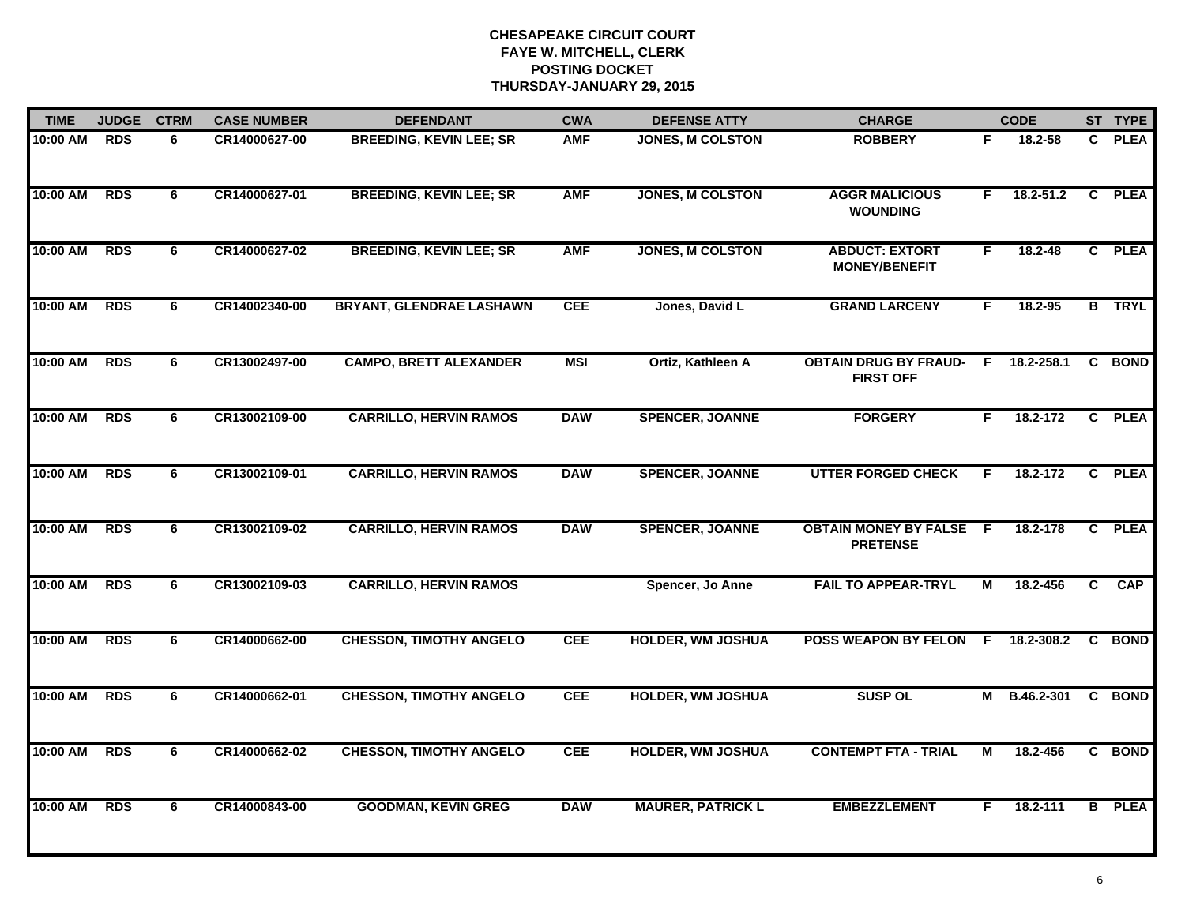# CHESAPEAKE CIRCUIT COURT
## FAYE W. MITCHELL, CLERK
## POSTING DOCKET
## THURSDAY-JANUARY 29, 2015

| TIME | JUDGE | CTRM | CASE NUMBER | DEFENDANT | CWA | DEFENSE ATTY | CHARGE | | CODE | ST | TYPE |
|---|---|---|---|---|---|---|---|---|---|---|---|
| 10:00 AM | RDS | 6 | CR14000627-00 | BREEDING, KEVIN LEE; SR | AMF | JONES, M COLSTON | ROBBERY | F | 18.2-58 | C | PLEA |
| 10:00 AM | RDS | 6 | CR14000627-01 | BREEDING, KEVIN LEE; SR | AMF | JONES, M COLSTON | AGGR MALICIOUS WOUNDING | F | 18.2-51.2 | C | PLEA |
| 10:00 AM | RDS | 6 | CR14000627-02 | BREEDING, KEVIN LEE; SR | AMF | JONES, M COLSTON | ABDUCT: EXTORT MONEY/BENEFIT | F | 18.2-48 | C | PLEA |
| 10:00 AM | RDS | 6 | CR14002340-00 | BRYANT, GLENDRAE LASHAWN | CEE | Jones, David L | GRAND LARCENY | F | 18.2-95 | B | TRYL |
| 10:00 AM | RDS | 6 | CR13002497-00 | CAMPO, BRETT ALEXANDER | MSI | Ortiz, Kathleen A | OBTAIN DRUG BY FRAUD-FIRST OFF | F | 18.2-258.1 | C | BOND |
| 10:00 AM | RDS | 6 | CR13002109-00 | CARRILLO, HERVIN RAMOS | DAW | SPENCER, JOANNE | FORGERY | F | 18.2-172 | C | PLEA |
| 10:00 AM | RDS | 6 | CR13002109-01 | CARRILLO, HERVIN RAMOS | DAW | SPENCER, JOANNE | UTTER FORGED CHECK | F | 18.2-172 | C | PLEA |
| 10:00 AM | RDS | 6 | CR13002109-02 | CARRILLO, HERVIN RAMOS | DAW | SPENCER, JOANNE | OBTAIN MONEY BY FALSE PRETENSE | F | 18.2-178 | C | PLEA |
| 10:00 AM | RDS | 6 | CR13002109-03 | CARRILLO, HERVIN RAMOS | | Spencer, Jo Anne | FAIL TO APPEAR-TRYL | M | 18.2-456 | C | CAP |
| 10:00 AM | RDS | 6 | CR14000662-00 | CHESSON, TIMOTHY ANGELO | CEE | HOLDER, WM JOSHUA | POSS WEAPON BY FELON | F | 18.2-308.2 | C | BOND |
| 10:00 AM | RDS | 6 | CR14000662-01 | CHESSON, TIMOTHY ANGELO | CEE | HOLDER, WM JOSHUA | SUSP OL | M | B.46.2-301 | C | BOND |
| 10:00 AM | RDS | 6 | CR14000662-02 | CHESSON, TIMOTHY ANGELO | CEE | HOLDER, WM JOSHUA | CONTEMPT FTA - TRIAL | M | 18.2-456 | C | BOND |
| 10:00 AM | RDS | 6 | CR14000843-00 | GOODMAN, KEVIN GREG | DAW | MAURER, PATRICK L | EMBEZZLEMENT | F | 18.2-111 | B | PLEA |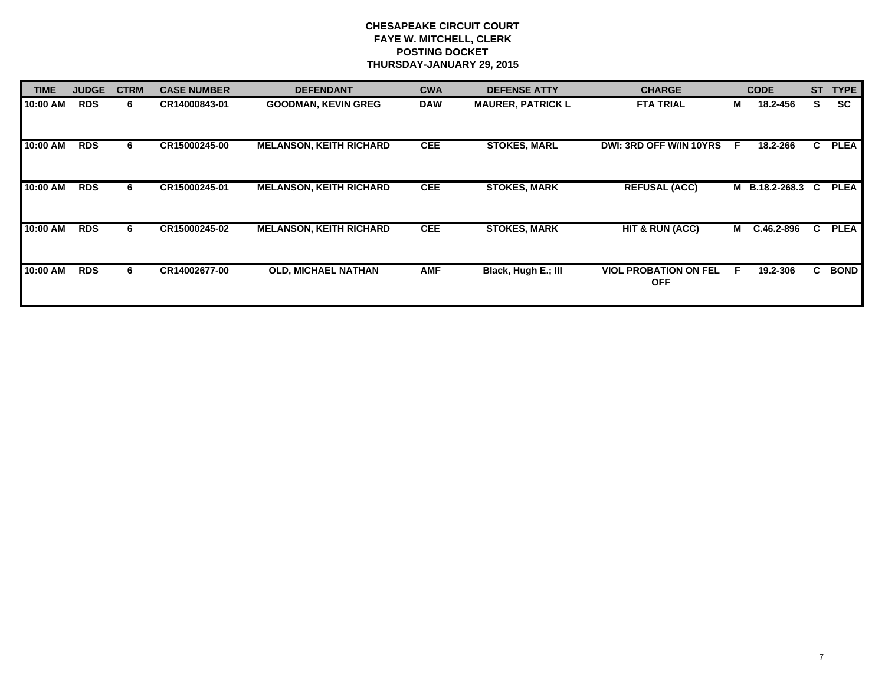**CHESAPEAKE CIRCUIT COURT**
**FAYE W. MITCHELL, CLERK**
**POSTING DOCKET**
**THURSDAY-JANUARY 29, 2015**

| TIME | JUDGE | CTRM | CASE NUMBER | DEFENDANT | CWA | DEFENSE ATTY | CHARGE | | CODE | ST | TYPE |
|---|---|---|---|---|---|---|---|---|---|---|---|
| 10:00 AM | RDS | 6 | CR14000843-01 | GOODMAN, KEVIN GREG | DAW | MAURER, PATRICK L | FTA TRIAL | M | 18.2-456 | S | SC |
| 10:00 AM | RDS | 6 | CR15000245-00 | MELANSON, KEITH RICHARD | CEE | STOKES, MARL | DWI: 3RD OFF W/IN 10YRS | F | 18.2-266 | C | PLEA |
| 10:00 AM | RDS | 6 | CR15000245-01 | MELANSON, KEITH RICHARD | CEE | STOKES, MARK | REFUSAL (ACC) | M | B.18.2-268.3 | C | PLEA |
| 10:00 AM | RDS | 6 | CR15000245-02 | MELANSON, KEITH RICHARD | CEE | STOKES, MARK | HIT & RUN (ACC) | M | C.46.2-896 | C | PLEA |
| 10:00 AM | RDS | 6 | CR14002677-00 | OLD, MICHAEL NATHAN | AMF | Black, Hugh E.; III | VIOL PROBATION ON FEL OFF | F | 19.2-306 | C | BOND |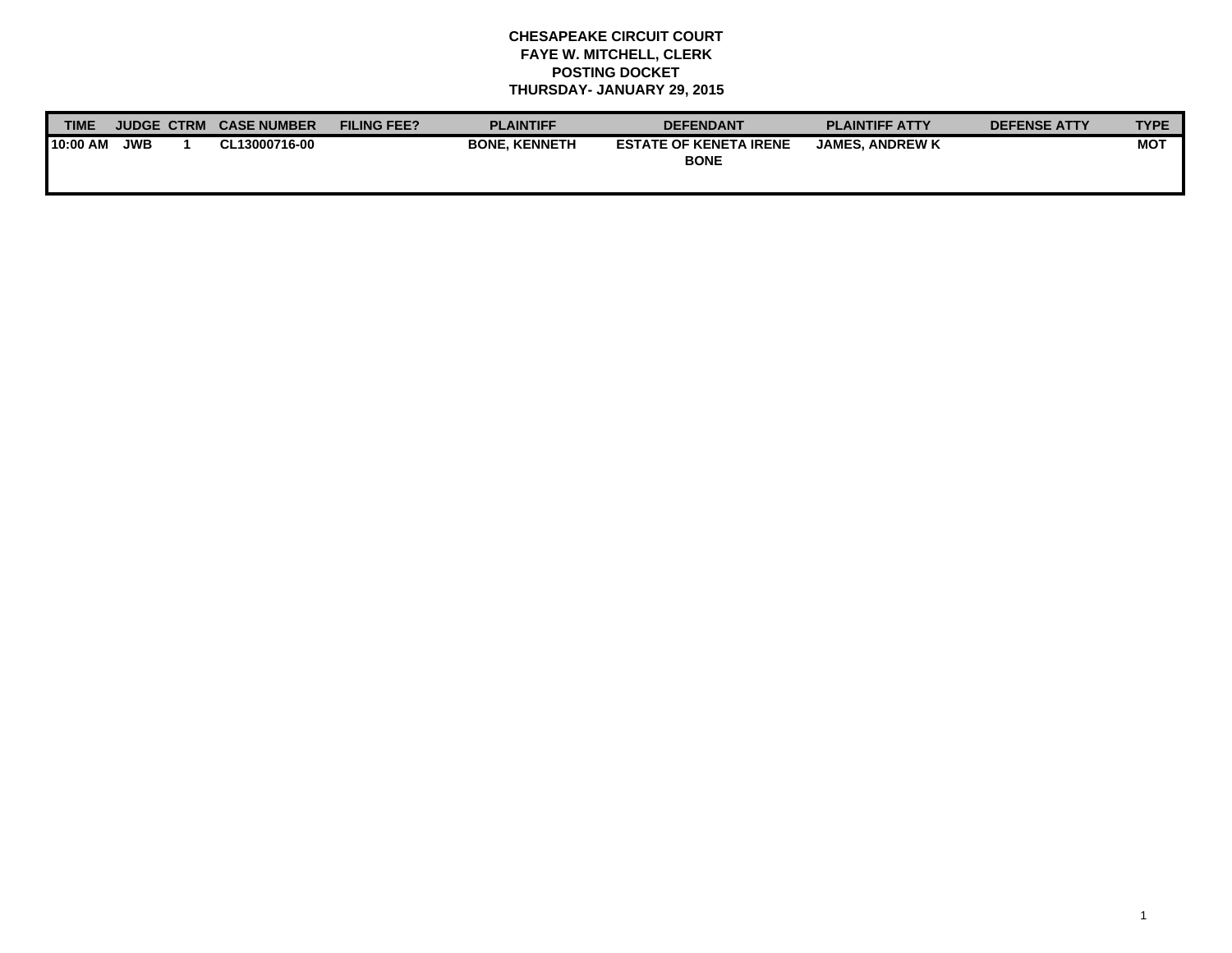**CHESAPEAKE CIRCUIT COURT**
**FAYE W. MITCHELL, CLERK**
**POSTING DOCKET**
**THURSDAY- JANUARY 29, 2015**

| TIME | JUDGE | CTRM | CASE NUMBER | FILING FEE? | PLAINTIFF | DEFENDANT | PLAINTIFF ATTY | DEFENSE ATTY | TYPE |
|---|---|---|---|---|---|---|---|---|---|
| 10:00 AM | JWB | 1 | CL13000716-00 | | BONE, KENNETH | ESTATE OF KENETA IRENE BONE | JAMES, ANDREW K | | MOT |